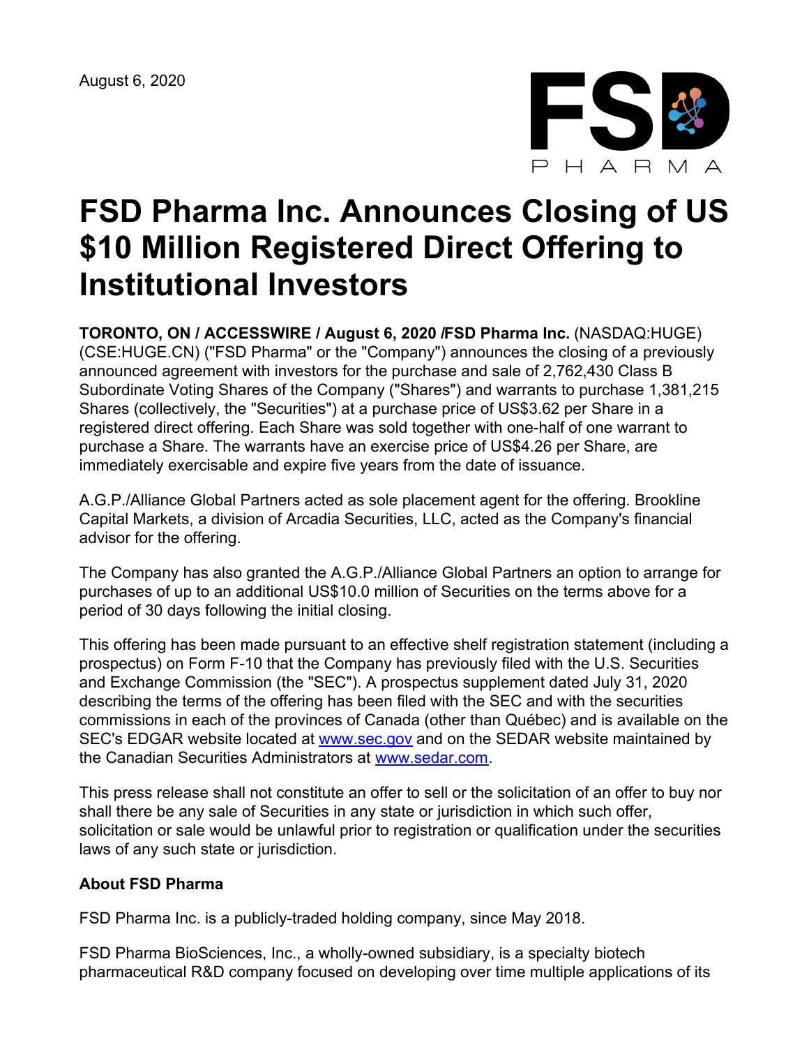August 6, 2020

# FSD Pharma Inc. Announces Closing of US $10 Million Registered Direct Offering to Institutional Investors

**TORONTO, ON / ACCESSWIRE / August 6, 2020 /FSD Pharma Inc.** (NASDAQ:HUGE) (CSE:HUGE.CN) ("FSD Pharma" or the "Company") announces the closing of a previously announced agreement with investors for the purchase and sale of 2,762,430 Class B Subordinate Voting Shares of the Company ("Shares") and warrants to purchase 1,381,215 Shares (collectively, the "Securities") at a purchase price of US$3.62 per Share in a registered direct offering. Each Share was sold together with one-half of one warrant to purchase a Share. The warrants have an exercise price of US$4.26 per Share, are immediately exercisable and expire five years from the date of issuance.

A.G.P./Alliance Global Partners acted as sole placement agent for the offering. Brookline Capital Markets, a division of Arcadia Securities, LLC, acted as the Company's financial advisor for the offering.

The Company has also granted the A.G.P./Alliance Global Partners an option to arrange for purchases of up to an additional US$10.0 million of Securities on the terms above for a period of 30 days following the initial closing.

This offering has been made pursuant to an effective shelf registration statement (including a prospectus) on Form F-10 that the Company has previously filed with the U.S. Securities and Exchange Commission (the "SEC"). A prospectus supplement dated July 31, 2020 describing the terms of the offering has been filed with the SEC and with the securities commissions in each of the provinces of Canada (other than Québec) and is available on the SEC's EDGAR website located at www.sec.gov and on the SEDAR website maintained by the Canadian Securities Administrators at www.sedar.com.

This press release shall not constitute an offer to sell or the solicitation of an offer to buy nor shall there be any sale of Securities in any state or jurisdiction in which such offer, solicitation or sale would be unlawful prior to registration or qualification under the securities laws of any such state or jurisdiction.

**About FSD Pharma**

FSD Pharma Inc. is a publicly-traded holding company, since May 2018.

FSD Pharma BioSciences, Inc., a wholly-owned subsidiary, is a specialty biotech pharmaceutical R&D company focused on developing over time multiple applications of its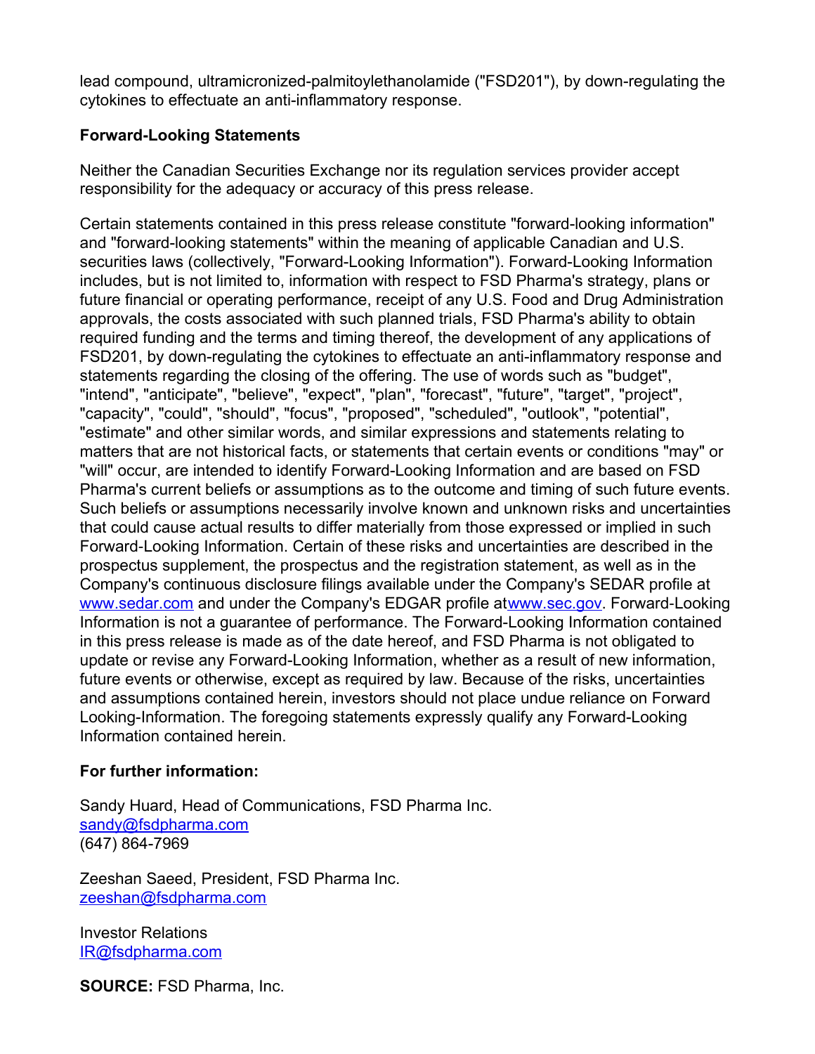lead compound, ultramicronized-palmitoylethanolamide ("FSD201"), by down-regulating the cytokines to effectuate an anti-inflammatory response.

**Forward-Looking Statements**

Neither the Canadian Securities Exchange nor its regulation services provider accept responsibility for the adequacy or accuracy of this press release.

Certain statements contained in this press release constitute "forward-looking information" and "forward-looking statements" within the meaning of applicable Canadian and U.S. securities laws (collectively, "Forward-Looking Information"). Forward-Looking Information includes, but is not limited to, information with respect to FSD Pharma's strategy, plans or future financial or operating performance, receipt of any U.S. Food and Drug Administration approvals, the costs associated with such planned trials, FSD Pharma's ability to obtain required funding and the terms and timing thereof, the development of any applications of FSD201, by down-regulating the cytokines to effectuate an anti-inflammatory response and statements regarding the closing of the offering. The use of words such as "budget", "intend", "anticipate", "believe", "expect", "plan", "forecast", "future", "target", "project", "capacity", "could", "should", "focus", "proposed", "scheduled", "outlook", "potential", "estimate" and other similar words, and similar expressions and statements relating to matters that are not historical facts, or statements that certain events or conditions "may" or "will" occur, are intended to identify Forward-Looking Information and are based on FSD Pharma's current beliefs or assumptions as to the outcome and timing of such future events. Such beliefs or assumptions necessarily involve known and unknown risks and uncertainties that could cause actual results to differ materially from those expressed or implied in such Forward-Looking Information. Certain of these risks and uncertainties are described in the prospectus supplement, the prospectus and the registration statement, as well as in the Company's continuous disclosure filings available under the Company's SEDAR profile at www.sedar.com and under the Company's EDGAR profile at www.sec.gov. Forward-Looking Information is not a guarantee of performance. The Forward-Looking Information contained in this press release is made as of the date hereof, and FSD Pharma is not obligated to update or revise any Forward-Looking Information, whether as a result of new information, future events or otherwise, except as required by law. Because of the risks, uncertainties and assumptions contained herein, investors should not place undue reliance on Forward Looking-Information. The foregoing statements expressly qualify any Forward-Looking Information contained herein.

**For further information:**

Sandy Huard, Head of Communications, FSD Pharma Inc.
sandy@fsdpharma.com
(647) 864-7969

Zeeshan Saeed, President, FSD Pharma Inc.
zeeshan@fsdpharma.com

Investor Relations
IR@fsdpharma.com

**SOURCE:** FSD Pharma, Inc.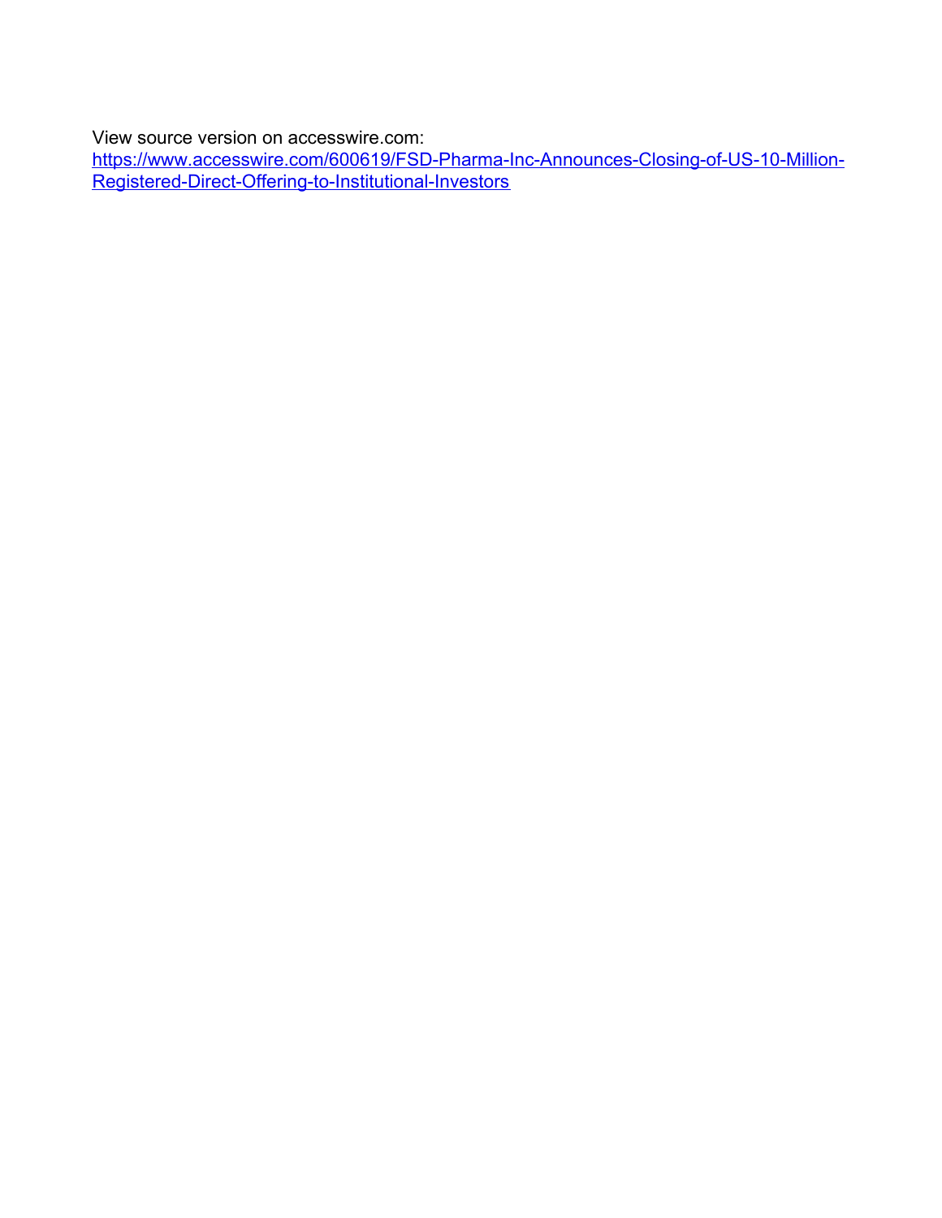View source version on accesswire.com:
[https://www.accesswire.com/600619/FSD-Pharma-Inc-Announces-Closing-of-US-10-Million-Registered-Direct-Offering-to-Institutional-Investors](https://www.accesswire.com/600619/FSD-Pharma-Inc-Announces-Closing-of-US-10-Million-Registered-Direct-Offering-to-Institutional-Investors)